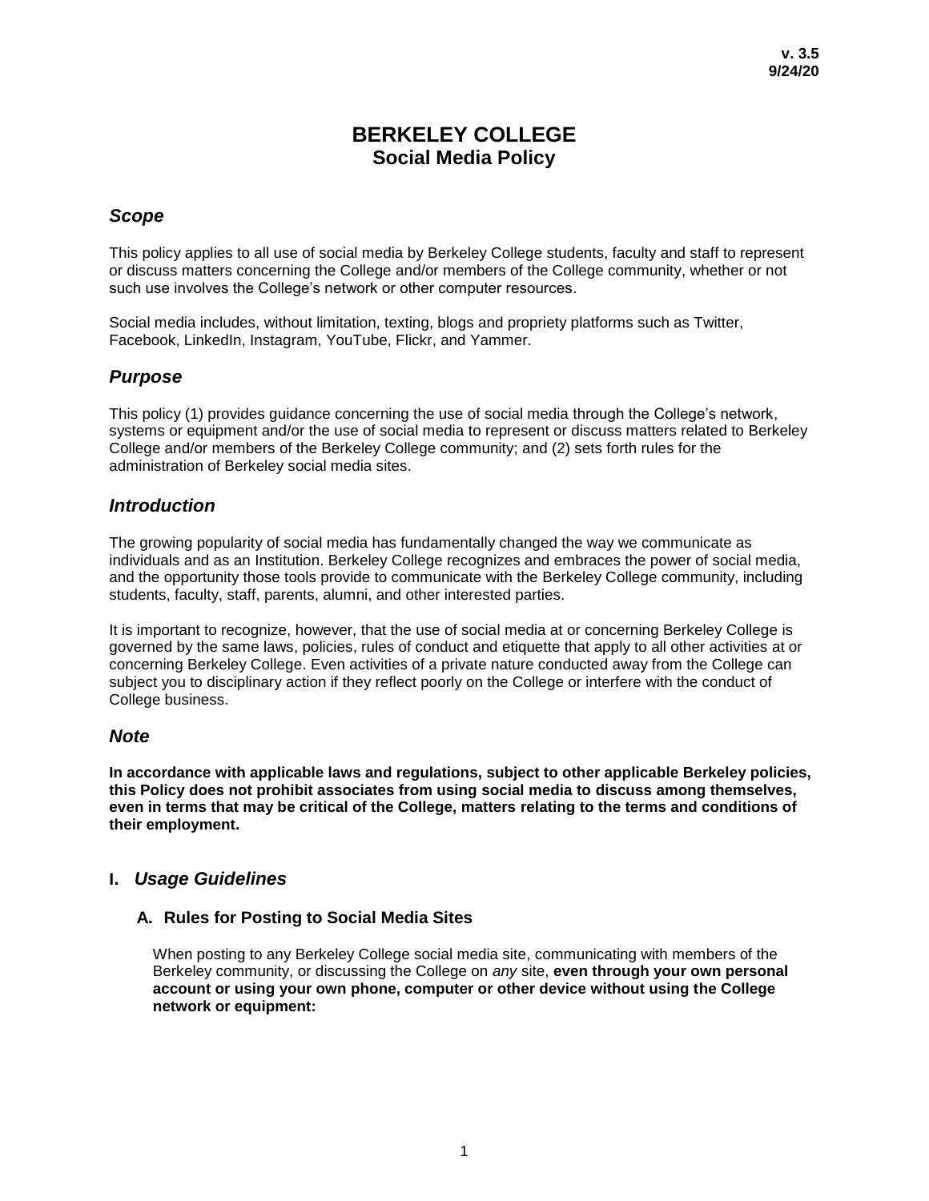**v. 3.5**
**9/24/20**

# BERKELEY COLLEGE
## Social Media Policy

### *Scope*

This policy applies to all use of social media by Berkeley College students, faculty and staff to represent or discuss matters concerning the College and/or members of the College community, whether or not such use involves the College's network or other computer resources.

Social media includes, without limitation, texting, blogs and propriety platforms such as Twitter, Facebook, LinkedIn, Instagram, YouTube, Flickr, and Yammer.

### *Purpose*

This policy (1) provides guidance concerning the use of social media through the College's network, systems or equipment and/or the use of social media to represent or discuss matters related to Berkeley College and/or members of the Berkeley College community; and (2) sets forth rules for the administration of Berkeley social media sites.

### *Introduction*

The growing popularity of social media has fundamentally changed the way we communicate as individuals and as an Institution. Berkeley College recognizes and embraces the power of social media, and the opportunity those tools provide to communicate with the Berkeley College community, including students, faculty, staff, parents, alumni, and other interested parties.

It is important to recognize, however, that the use of social media at or concerning Berkeley College is governed by the same laws, policies, rules of conduct and etiquette that apply to all other activities at or concerning Berkeley College. Even activities of a private nature conducted away from the College can subject you to disciplinary action if they reflect poorly on the College or interfere with the conduct of College business.

### *Note*

**In accordance with applicable laws and regulations, subject to other applicable Berkeley policies, this Policy does not prohibit associates from using social media to discuss among themselves, even in terms that may be critical of the College, matters relating to the terms and conditions of their employment.**

### I. *Usage Guidelines*

#### A. Rules for Posting to Social Media Sites

When posting to any Berkeley College social media site, communicating with members of the Berkeley community, or discussing the College on *any* site, **even through your own personal account or using your own phone, computer or other device without using the College network or equipment:**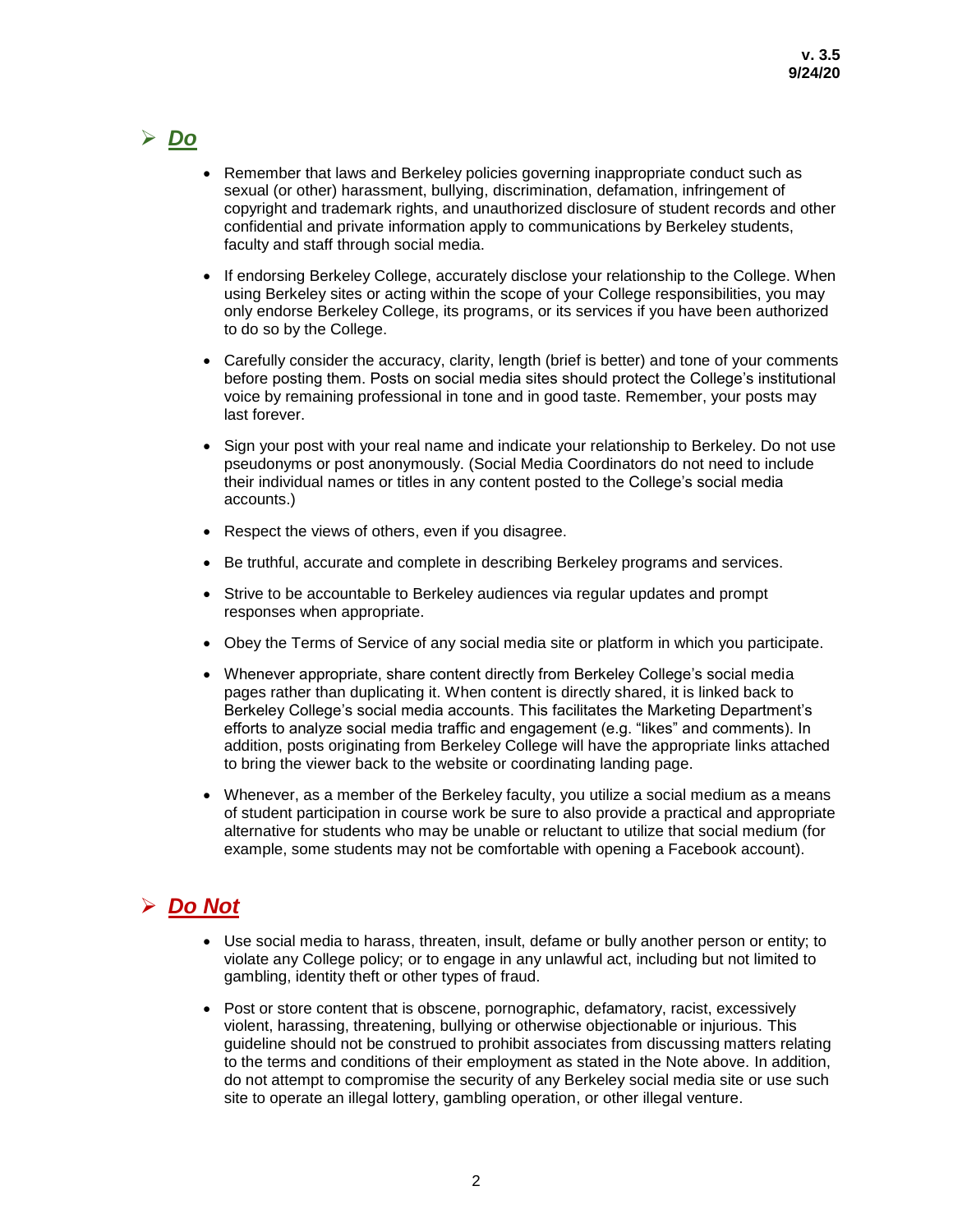## ***Do***

- Remember that laws and Berkeley policies governing inappropriate conduct such as sexual (or other) harassment, bullying, discrimination, defamation, infringement of copyright and trademark rights, and unauthorized disclosure of student records and other confidential and private information apply to communications by Berkeley students, faculty and staff through social media.

- If endorsing Berkeley College, accurately disclose your relationship to the College. When using Berkeley sites or acting within the scope of your College responsibilities, you may only endorse Berkeley College, its programs, or its services if you have been authorized to do so by the College.

- Carefully consider the accuracy, clarity, length (brief is better) and tone of your comments before posting them. Posts on social media sites should protect the College's institutional voice by remaining professional in tone and in good taste. Remember, your posts may last forever.

- Sign your post with your real name and indicate your relationship to Berkeley. Do not use pseudonyms or post anonymously. (Social Media Coordinators do not need to include their individual names or titles in any content posted to the College's social media accounts.)

- Respect the views of others, even if you disagree.

- Be truthful, accurate and complete in describing Berkeley programs and services.

- Strive to be accountable to Berkeley audiences via regular updates and prompt responses when appropriate.

- Obey the Terms of Service of any social media site or platform in which you participate.

- Whenever appropriate, share content directly from Berkeley College's social media pages rather than duplicating it. When content is directly shared, it is linked back to Berkeley College's social media accounts. This facilitates the Marketing Department's efforts to analyze social media traffic and engagement (e.g. "likes" and comments). In addition, posts originating from Berkeley College will have the appropriate links attached to bring the viewer back to the website or coordinating landing page.

- Whenever, as a member of the Berkeley faculty, you utilize a social medium as a means of student participation in course work be sure to also provide a practical and appropriate alternative for students who may be unable or reluctant to utilize that social medium (for example, some students may not be comfortable with opening a Facebook account).

## ***Do Not***

- Use social media to harass, threaten, insult, defame or bully another person or entity; to violate any College policy; or to engage in any unlawful act, including but not limited to gambling, identity theft or other types of fraud.

- Post or store content that is obscene, pornographic, defamatory, racist, excessively violent, harassing, threatening, bullying or otherwise objectionable or injurious. This guideline should not be construed to prohibit associates from discussing matters relating to the terms and conditions of their employment as stated in the Note above. In addition, do not attempt to compromise the security of any Berkeley social media site or use such site to operate an illegal lottery, gambling operation, or other illegal venture.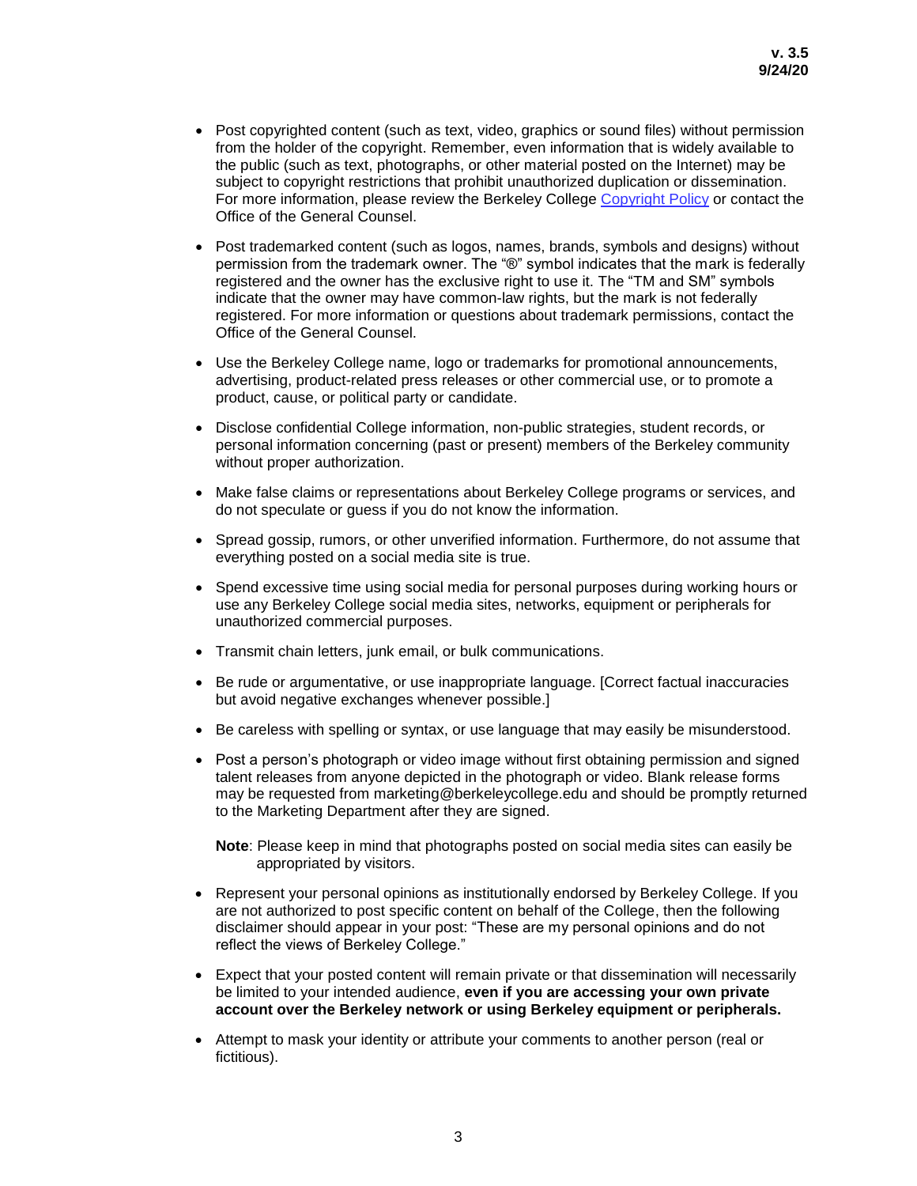- Post copyrighted content (such as text, video, graphics or sound files) without permission from the holder of the copyright. Remember, even information that is widely available to the public (such as text, photographs, or other material posted on the Internet) may be subject to copyright restrictions that prohibit unauthorized duplication or dissemination. For more information, please review the Berkeley College Copyright Policy or contact the Office of the General Counsel.

- Post trademarked content (such as logos, names, brands, symbols and designs) without permission from the trademark owner. The "®" symbol indicates that the mark is federally registered and the owner has the exclusive right to use it. The "TM and SM" symbols indicate that the owner may have common-law rights, but the mark is not federally registered. For more information or questions about trademark permissions, contact the Office of the General Counsel.

- Use the Berkeley College name, logo or trademarks for promotional announcements, advertising, product-related press releases or other commercial use, or to promote a product, cause, or political party or candidate.

- Disclose confidential College information, non-public strategies, student records, or personal information concerning (past or present) members of the Berkeley community without proper authorization.

- Make false claims or representations about Berkeley College programs or services, and do not speculate or guess if you do not know the information.

- Spread gossip, rumors, or other unverified information. Furthermore, do not assume that everything posted on a social media site is true.

- Spend excessive time using social media for personal purposes during working hours or use any Berkeley College social media sites, networks, equipment or peripherals for unauthorized commercial purposes.

- Transmit chain letters, junk email, or bulk communications.

- Be rude or argumentative, or use inappropriate language. [Correct factual inaccuracies but avoid negative exchanges whenever possible.]

- Be careless with spelling or syntax, or use language that may easily be misunderstood.

- Post a person's photograph or video image without first obtaining permission and signed talent releases from anyone depicted in the photograph or video. Blank release forms may be requested from marketing@berkeleycollege.edu and should be promptly returned to the Marketing Department after they are signed.

  **Note**: Please keep in mind that photographs posted on social media sites can easily be appropriated by visitors.

- Represent your personal opinions as institutionally endorsed by Berkeley College. If you are not authorized to post specific content on behalf of the College, then the following disclaimer should appear in your post: "These are my personal opinions and do not reflect the views of Berkeley College."

- Expect that your posted content will remain private or that dissemination will necessarily be limited to your intended audience, **even if you are accessing your own private account over the Berkeley network or using Berkeley equipment or peripherals.**

- Attempt to mask your identity or attribute your comments to another person (real or fictitious).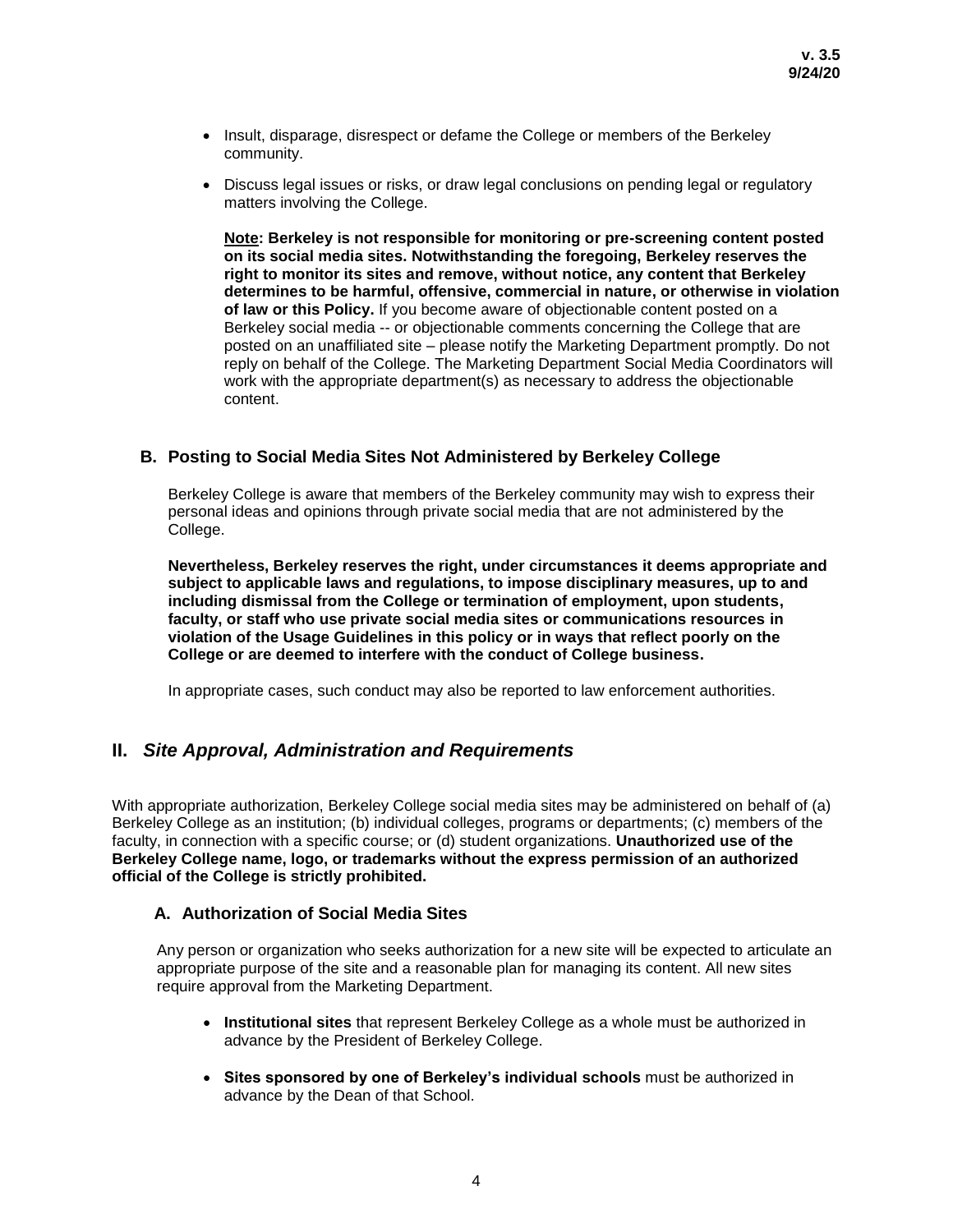- Insult, disparage, disrespect or defame the College or members of the Berkeley community.
- Discuss legal issues or risks, or draw legal conclusions on pending legal or regulatory matters involving the College.

  **Note: Berkeley is not responsible for monitoring or pre-screening content posted on its social media sites. Notwithstanding the foregoing, Berkeley reserves the right to monitor its sites and remove, without notice, any content that Berkeley determines to be harmful, offensive, commercial in nature, or otherwise in violation of law or this Policy.** If you become aware of objectionable content posted on a Berkeley social media -- or objectionable comments concerning the College that are posted on an unaffiliated site – please notify the Marketing Department promptly. Do not reply on behalf of the College. The Marketing Department Social Media Coordinators will work with the appropriate department(s) as necessary to address the objectionable content.

### B. Posting to Social Media Sites Not Administered by Berkeley College

Berkeley College is aware that members of the Berkeley community may wish to express their personal ideas and opinions through private social media that are not administered by the College.

**Nevertheless, Berkeley reserves the right, under circumstances it deems appropriate and subject to applicable laws and regulations, to impose disciplinary measures, up to and including dismissal from the College or termination of employment, upon students, faculty, or staff who use private social media sites or communications resources in violation of the Usage Guidelines in this policy or in ways that reflect poorly on the College or are deemed to interfere with the conduct of College business.**

In appropriate cases, such conduct may also be reported to law enforcement authorities.

## II. *Site Approval, Administration and Requirements*

With appropriate authorization, Berkeley College social media sites may be administered on behalf of (a) Berkeley College as an institution; (b) individual colleges, programs or departments; (c) members of the faculty, in connection with a specific course; or (d) student organizations. **Unauthorized use of the Berkeley College name, logo, or trademarks without the express permission of an authorized official of the College is strictly prohibited.**

### A. Authorization of Social Media Sites

Any person or organization who seeks authorization for a new site will be expected to articulate an appropriate purpose of the site and a reasonable plan for managing its content. All new sites require approval from the Marketing Department.

- **Institutional sites** that represent Berkeley College as a whole must be authorized in advance by the President of Berkeley College.
- **Sites sponsored by one of Berkeley's individual schools** must be authorized in advance by the Dean of that School.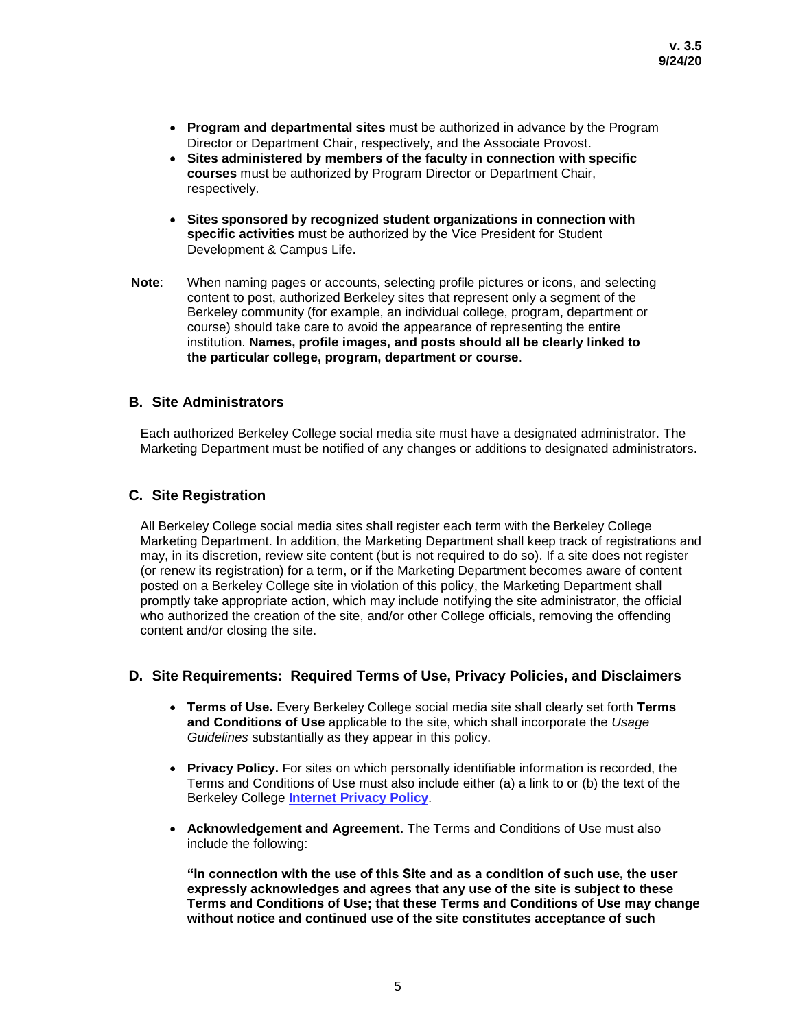- **Program and departmental sites** must be authorized in advance by the Program Director or Department Chair, respectively, and the Associate Provost.
- **Sites administered by members of the faculty in connection with specific courses** must be authorized by Program Director or Department Chair, respectively.
- **Sites sponsored by recognized student organizations in connection with specific activities** must be authorized by the Vice President for Student Development & Campus Life.

**Note**: When naming pages or accounts, selecting profile pictures or icons, and selecting content to post, authorized Berkeley sites that represent only a segment of the Berkeley community (for example, an individual college, program, department or course) should take care to avoid the appearance of representing the entire institution. **Names, profile images, and posts should all be clearly linked to the particular college, program, department or course**.

### B. Site Administrators

Each authorized Berkeley College social media site must have a designated administrator. The Marketing Department must be notified of any changes or additions to designated administrators.

### C. Site Registration

All Berkeley College social media sites shall register each term with the Berkeley College Marketing Department. In addition, the Marketing Department shall keep track of registrations and may, in its discretion, review site content (but is not required to do so). If a site does not register (or renew its registration) for a term, or if the Marketing Department becomes aware of content posted on a Berkeley College site in violation of this policy, the Marketing Department shall promptly take appropriate action, which may include notifying the site administrator, the official who authorized the creation of the site, and/or other College officials, removing the offending content and/or closing the site.

### D. Site Requirements: Required Terms of Use, Privacy Policies, and Disclaimers

- **Terms of Use.** Every Berkeley College social media site shall clearly set forth **Terms and Conditions of Use** applicable to the site, which shall incorporate the *Usage Guidelines* substantially as they appear in this policy.

- **Privacy Policy.** For sites on which personally identifiable information is recorded, the Terms and Conditions of Use must also include either (a) a link to or (b) the text of the Berkeley College **Internet Privacy Policy**.

- **Acknowledgement and Agreement.** The Terms and Conditions of Use must also include the following:

  **"In connection with the use of this Site and as a condition of such use, the user expressly acknowledges and agrees that any use of the site is subject to these Terms and Conditions of Use; that these Terms and Conditions of Use may change without notice and continued use of the site constitutes acceptance of such**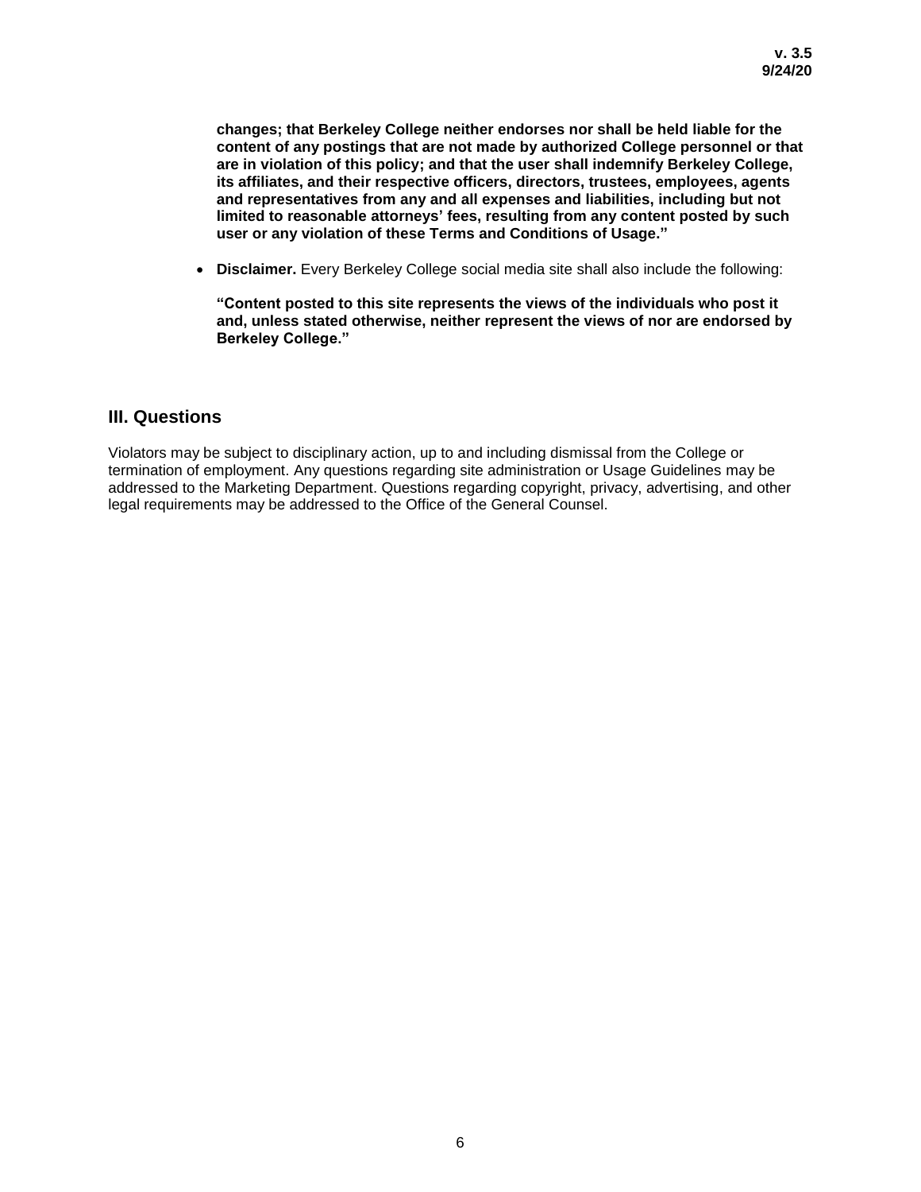**changes; that Berkeley College neither endorses nor shall be held liable for the content of any postings that are not made by authorized College personnel or that are in violation of this policy; and that the user shall indemnify Berkeley College, its affiliates, and their respective officers, directors, trustees, employees, agents and representatives from any and all expenses and liabilities, including but not limited to reasonable attorneys' fees, resulting from any content posted by such user or any violation of these Terms and Conditions of Usage."**

- **Disclaimer.** Every Berkeley College social media site shall also include the following:

  **"Content posted to this site represents the views of the individuals who post it and, unless stated otherwise, neither represent the views of nor are endorsed by Berkeley College."**

## III. Questions

Violators may be subject to disciplinary action, up to and including dismissal from the College or termination of employment. Any questions regarding site administration or Usage Guidelines may be addressed to the Marketing Department. Questions regarding copyright, privacy, advertising, and other legal requirements may be addressed to the Office of the General Counsel.